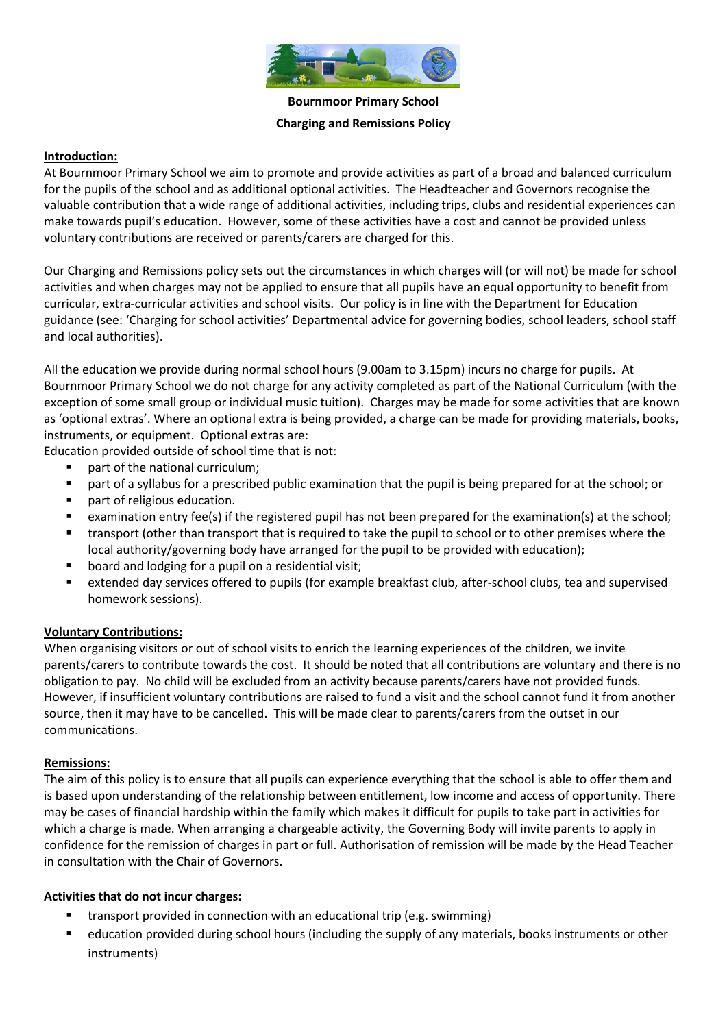**Bournmoor Primary School**

**Charging and Remissions Policy**

## Introduction:

At Bournmoor Primary School we aim to promote and provide activities as part of a broad and balanced curriculum for the pupils of the school and as additional optional activities. The Headteacher and Governors recognise the valuable contribution that a wide range of additional activities, including trips, clubs and residential experiences can make towards pupil's education. However, some of these activities have a cost and cannot be provided unless voluntary contributions are received or parents/carers are charged for this.

Our Charging and Remissions policy sets out the circumstances in which charges will (or will not) be made for school activities and when charges may not be applied to ensure that all pupils have an equal opportunity to benefit from curricular, extra-curricular activities and school visits. Our policy is in line with the Department for Education guidance (see: 'Charging for school activities' Departmental advice for governing bodies, school leaders, school staff and local authorities).

All the education we provide during normal school hours (9.00am to 3.15pm) incurs no charge for pupils. At Bournmoor Primary School we do not charge for any activity completed as part of the National Curriculum (with the exception of some small group or individual music tuition). Charges may be made for some activities that are known as 'optional extras'. Where an optional extra is being provided, a charge can be made for providing materials, books, instruments, or equipment. Optional extras are:

Education provided outside of school time that is not:

- part of the national curriculum;
- part of a syllabus for a prescribed public examination that the pupil is being prepared for at the school; or
- part of religious education.
- examination entry fee(s) if the registered pupil has not been prepared for the examination(s) at the school;
- transport (other than transport that is required to take the pupil to school or to other premises where the local authority/governing body have arranged for the pupil to be provided with education);
- board and lodging for a pupil on a residential visit;
- extended day services offered to pupils (for example breakfast club, after-school clubs, tea and supervised homework sessions).

## Voluntary Contributions:

When organising visitors or out of school visits to enrich the learning experiences of the children, we invite parents/carers to contribute towards the cost. It should be noted that all contributions are voluntary and there is no obligation to pay. No child will be excluded from an activity because parents/carers have not provided funds. However, if insufficient voluntary contributions are raised to fund a visit and the school cannot fund it from another source, then it may have to be cancelled. This will be made clear to parents/carers from the outset in our communications.

## Remissions:

The aim of this policy is to ensure that all pupils can experience everything that the school is able to offer them and is based upon understanding of the relationship between entitlement, low income and access of opportunity. There may be cases of financial hardship within the family which makes it difficult for pupils to take part in activities for which a charge is made. When arranging a chargeable activity, the Governing Body will invite parents to apply in confidence for the remission of charges in part or full. Authorisation of remission will be made by the Head Teacher in consultation with the Chair of Governors.

## Activities that do not incur charges:

- transport provided in connection with an educational trip (e.g. swimming)
- education provided during school hours (including the supply of any materials, books instruments or other instruments)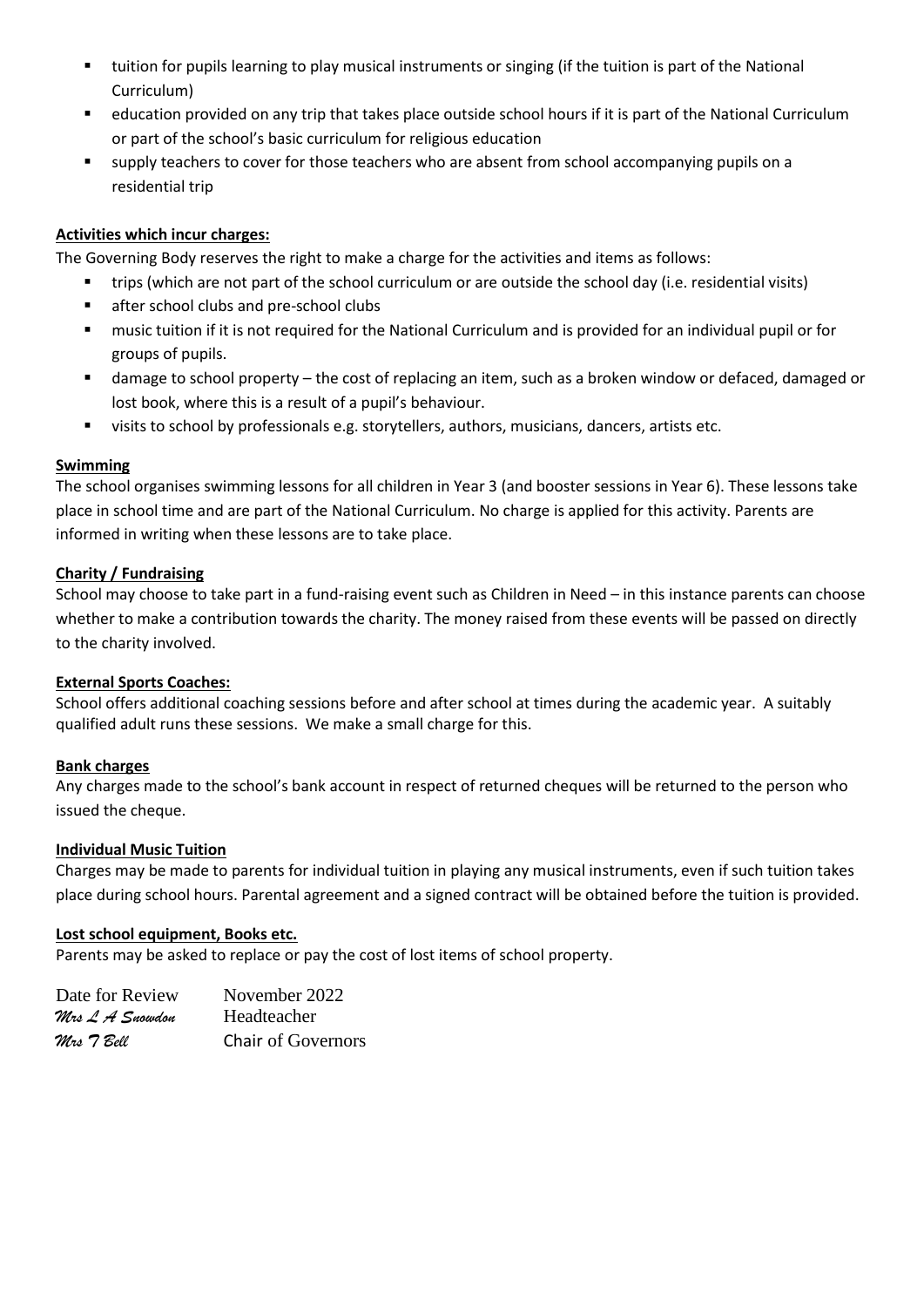- tuition for pupils learning to play musical instruments or singing (if the tuition is part of the National Curriculum)
- education provided on any trip that takes place outside school hours if it is part of the National Curriculum or part of the school's basic curriculum for religious education
- supply teachers to cover for those teachers who are absent from school accompanying pupils on a residential trip

**Activities which incur charges:**

The Governing Body reserves the right to make a charge for the activities and items as follows:

- trips (which are not part of the school curriculum or are outside the school day (i.e. residential visits)
- after school clubs and pre-school clubs
- music tuition if it is not required for the National Curriculum and is provided for an individual pupil or for groups of pupils.
- damage to school property – the cost of replacing an item, such as a broken window or defaced, damaged or lost book, where this is a result of a pupil's behaviour.
- visits to school by professionals e.g. storytellers, authors, musicians, dancers, artists etc.

**Swimming**

The school organises swimming lessons for all children in Year 3 (and booster sessions in Year 6). These lessons take place in school time and are part of the National Curriculum. No charge is applied for this activity. Parents are informed in writing when these lessons are to take place.

**Charity / Fundraising**

School may choose to take part in a fund-raising event such as Children in Need – in this instance parents can choose whether to make a contribution towards the charity. The money raised from these events will be passed on directly to the charity involved.

**External Sports Coaches:**

School offers additional coaching sessions before and after school at times during the academic year. A suitably qualified adult runs these sessions. We make a small charge for this.

**Bank charges**

Any charges made to the school's bank account in respect of returned cheques will be returned to the person who issued the cheque.

**Individual Music Tuition**

Charges may be made to parents for individual tuition in playing any musical instruments, even if such tuition takes place during school hours. Parental agreement and a signed contract will be obtained before the tuition is provided.

**Lost school equipment, Books etc.**

Parents may be asked to replace or pay the cost of lost items of school property.

| | |
|---|---|
| Date for Review | November 2022 |
| *Mrs L A Snowdon* | Headteacher |
| *Mrs T Bell* | Chair of Governors |